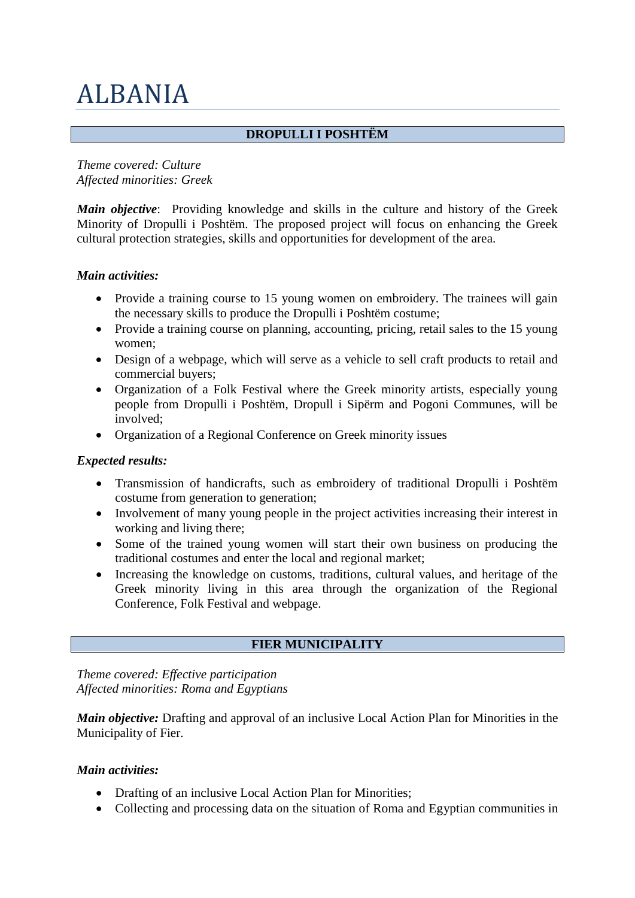# ALBANIA

## DROPULLI I POSHTËM

*Theme covered: Culture*
*Affected minorities: Greek*

***Main objective***: Providing knowledge and skills in the culture and history of the Greek Minority of Dropulli i Poshtëm. The proposed project will focus on enhancing the Greek cultural protection strategies, skills and opportunities for development of the area.

***Main activities:***

- Provide a training course to 15 young women on embroidery. The trainees will gain the necessary skills to produce the Dropulli i Poshtëm costume;
- Provide a training course on planning, accounting, pricing, retail sales to the 15 young women;
- Design of a webpage, which will serve as a vehicle to sell craft products to retail and commercial buyers;
- Organization of a Folk Festival where the Greek minority artists, especially young people from Dropulli i Poshtëm, Dropull i Sipërm and Pogoni Communes, will be involved;
- Organization of a Regional Conference on Greek minority issues

***Expected results:***

- Transmission of handicrafts, such as embroidery of traditional Dropulli i Poshtëm costume from generation to generation;
- Involvement of many young people in the project activities increasing their interest in working and living there;
- Some of the trained young women will start their own business on producing the traditional costumes and enter the local and regional market;
- Increasing the knowledge on customs, traditions, cultural values, and heritage of the Greek minority living in this area through the organization of the Regional Conference, Folk Festival and webpage.

## FIER MUNICIPALITY

*Theme covered: Effective participation*
*Affected minorities: Roma and Egyptians*

***Main objective:*** Drafting and approval of an inclusive Local Action Plan for Minorities in the Municipality of Fier.

***Main activities:***

- Drafting of an inclusive Local Action Plan for Minorities;
- Collecting and processing data on the situation of Roma and Egyptian communities in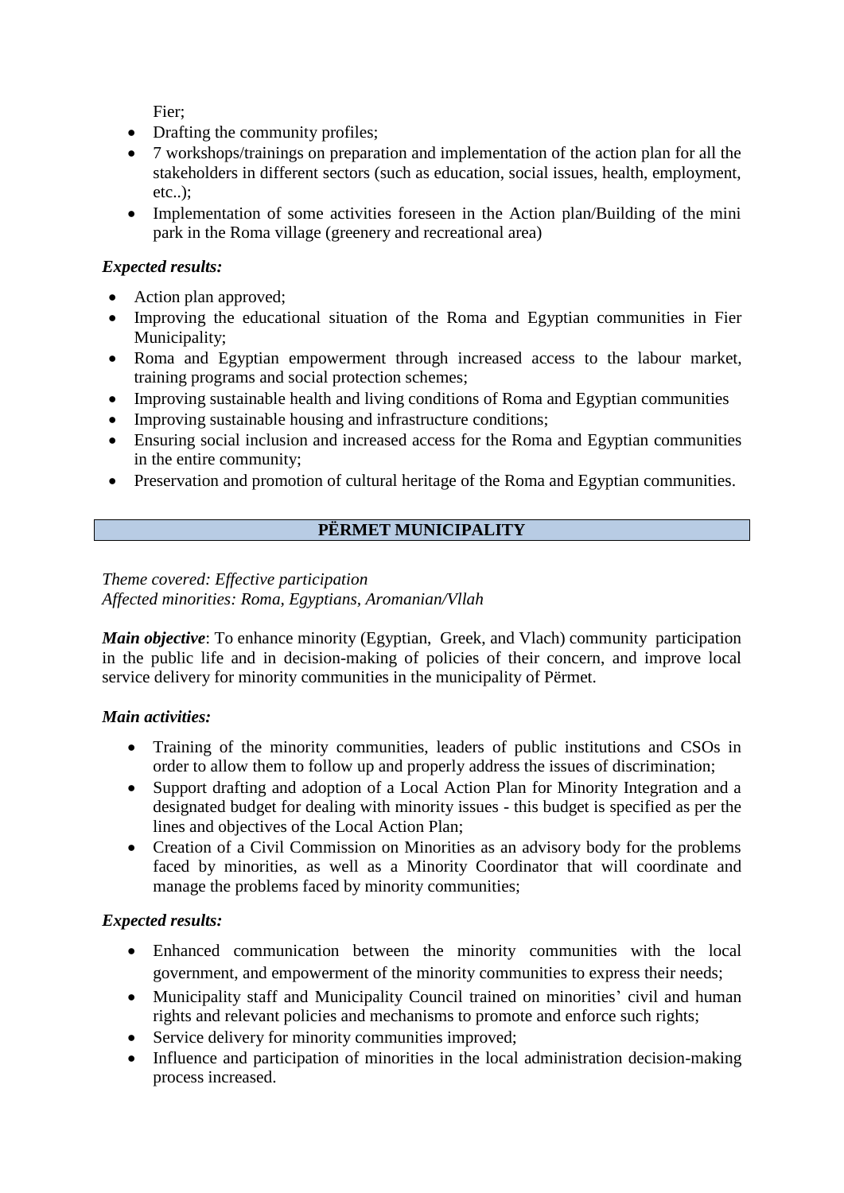Fier;

- Drafting the community profiles;
- 7 workshops/trainings on preparation and implementation of the action plan for all the stakeholders in different sectors (such as education, social issues, health, employment, etc..);
- Implementation of some activities foreseen in the Action plan/Building of the mini park in the Roma village (greenery and recreational area)

***Expected results:***

- Action plan approved;
- Improving the educational situation of the Roma and Egyptian communities in Fier Municipality;
- Roma and Egyptian empowerment through increased access to the labour market, training programs and social protection schemes;
- Improving sustainable health and living conditions of Roma and Egyptian communities
- Improving sustainable housing and infrastructure conditions;
- Ensuring social inclusion and increased access for the Roma and Egyptian communities in the entire community;
- Preservation and promotion of cultural heritage of the Roma and Egyptian communities.

## PËRMET MUNICIPALITY

*Theme covered: Effective participation*
*Affected minorities: Roma, Egyptians, Aromanian/Vllah*

***Main objective***: To enhance minority (Egyptian, Greek, and Vlach) community participation in the public life and in decision-making of policies of their concern, and improve local service delivery for minority communities in the municipality of Përmet.

***Main activities:***

- Training of the minority communities, leaders of public institutions and CSOs in order to allow them to follow up and properly address the issues of discrimination;
- Support drafting and adoption of a Local Action Plan for Minority Integration and a designated budget for dealing with minority issues - this budget is specified as per the lines and objectives of the Local Action Plan;
- Creation of a Civil Commission on Minorities as an advisory body for the problems faced by minorities, as well as a Minority Coordinator that will coordinate and manage the problems faced by minority communities;

***Expected results:***

- Enhanced communication between the minority communities with the local government, and empowerment of the minority communities to express their needs;
- Municipality staff and Municipality Council trained on minorities' civil and human rights and relevant policies and mechanisms to promote and enforce such rights;
- Service delivery for minority communities improved;
- Influence and participation of minorities in the local administration decision-making process increased.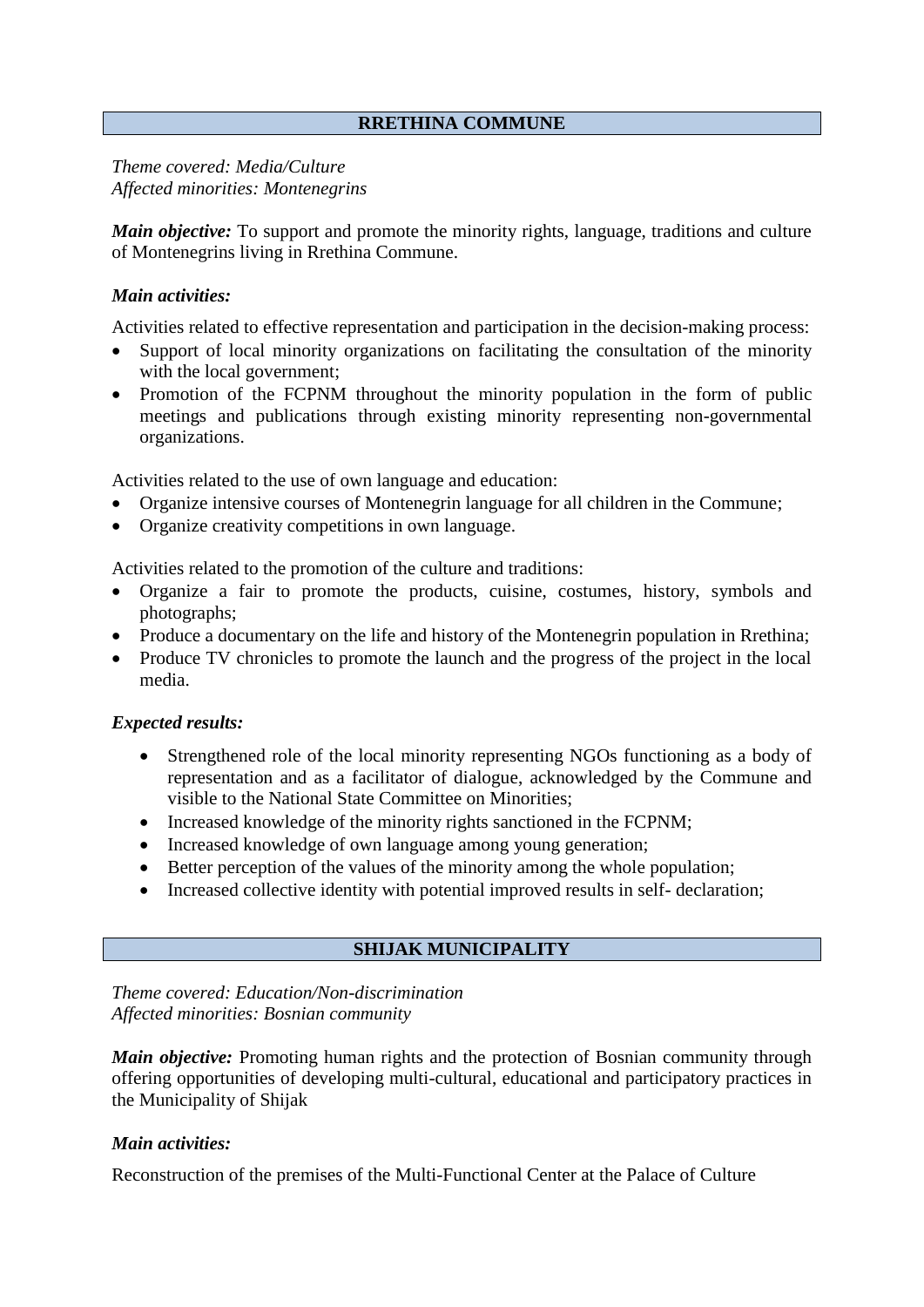## RRETHINA COMMUNE

*Theme covered: Media/Culture*
*Affected minorities: Montenegrins*

***Main objective:*** To support and promote the minority rights, language, traditions and culture of Montenegrins living in Rrethina Commune.

***Main activities:***

Activities related to effective representation and participation in the decision-making process:

- Support of local minority organizations on facilitating the consultation of the minority with the local government;
- Promotion of the FCPNM throughout the minority population in the form of public meetings and publications through existing minority representing non-governmental organizations.

Activities related to the use of own language and education:

- Organize intensive courses of Montenegrin language for all children in the Commune;
- Organize creativity competitions in own language.

Activities related to the promotion of the culture and traditions:

- Organize a fair to promote the products, cuisine, costumes, history, symbols and photographs;
- Produce a documentary on the life and history of the Montenegrin population in Rrethina;
- Produce TV chronicles to promote the launch and the progress of the project in the local media.

***Expected results:***

- Strengthened role of the local minority representing NGOs functioning as a body of representation and as a facilitator of dialogue, acknowledged by the Commune and visible to the National State Committee on Minorities;
- Increased knowledge of the minority rights sanctioned in the FCPNM;
- Increased knowledge of own language among young generation;
- Better perception of the values of the minority among the whole population;
- Increased collective identity with potential improved results in self- declaration;

## SHIJAK MUNICIPALITY

*Theme covered: Education/Non-discrimination*
*Affected minorities: Bosnian community*

***Main objective:*** Promoting human rights and the protection of Bosnian community through offering opportunities of developing multi-cultural, educational and participatory practices in the Municipality of Shijak

***Main activities:***

Reconstruction of the premises of the Multi-Functional Center at the Palace of Culture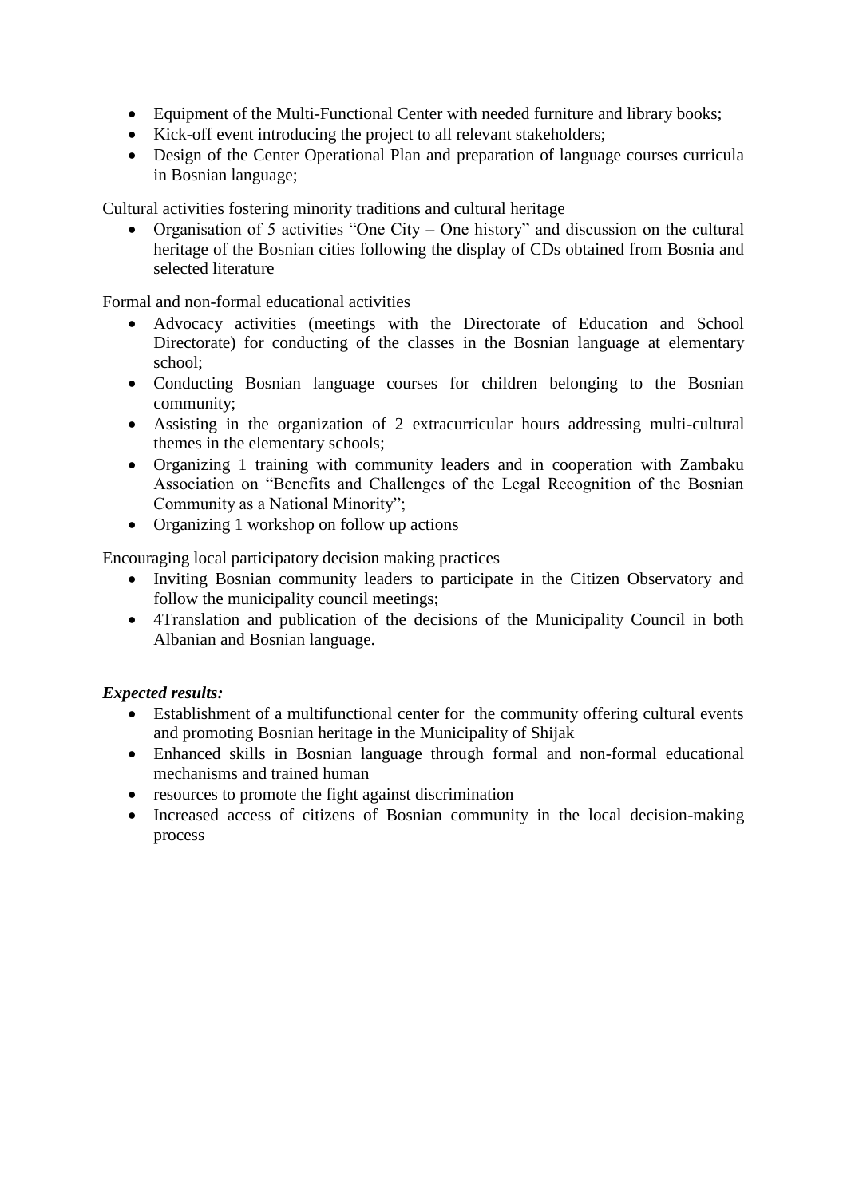- Equipment of the Multi-Functional Center with needed furniture and library books;
- Kick-off event introducing the project to all relevant stakeholders;
- Design of the Center Operational Plan and preparation of language courses curricula in Bosnian language;

Cultural activities fostering minority traditions and cultural heritage

- Organisation of 5 activities "One City – One history" and discussion on the cultural heritage of the Bosnian cities following the display of CDs obtained from Bosnia and selected literature

Formal and non-formal educational activities

- Advocacy activities (meetings with the Directorate of Education and School Directorate) for conducting of the classes in the Bosnian language at elementary school;
- Conducting Bosnian language courses for children belonging to the Bosnian community;
- Assisting in the organization of 2 extracurricular hours addressing multi-cultural themes in the elementary schools;
- Organizing 1 training with community leaders and in cooperation with Zambaku Association on "Benefits and Challenges of the Legal Recognition of the Bosnian Community as a National Minority";
- Organizing 1 workshop on follow up actions

Encouraging local participatory decision making practices

- Inviting Bosnian community leaders to participate in the Citizen Observatory and follow the municipality council meetings;
- 4Translation and publication of the decisions of the Municipality Council in both Albanian and Bosnian language.

***Expected results:***

- Establishment of a multifunctional center for the community offering cultural events and promoting Bosnian heritage in the Municipality of Shijak
- Enhanced skills in Bosnian language through formal and non-formal educational mechanisms and trained human
- resources to promote the fight against discrimination
- Increased access of citizens of Bosnian community in the local decision-making process